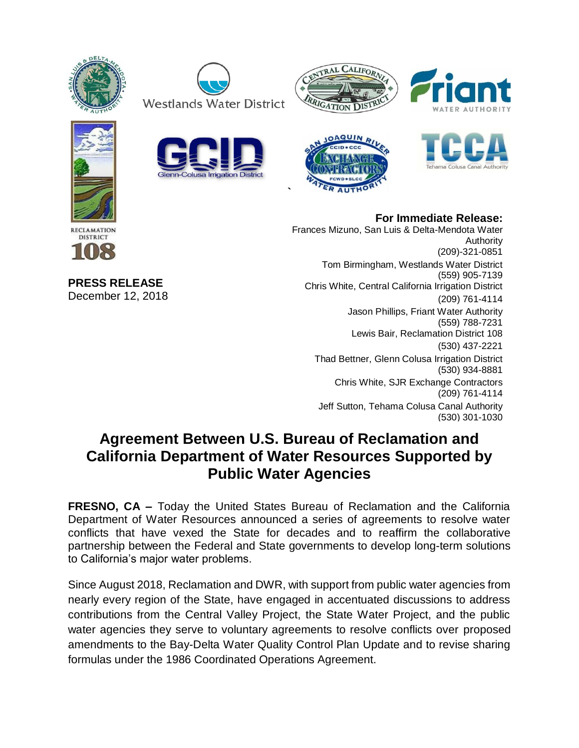Westlands Water District

Central California Irrigation District

Friant Water Authority

Reclamation District 108

GCID Glenn-Colusa Irrigation District

San Joaquin River Exchange Contractors Water Authority

TCCA Tehama Colusa Canal Authority

**PRESS RELEASE**
December 12, 2018

**For Immediate Release:**
Frances Mizuno, San Luis & Delta-Mendota Water Authority
(209)-321-0851
Tom Birmingham, Westlands Water District
(559) 905-7139
Chris White, Central California Irrigation District
(209) 761-4114
Jason Phillips, Friant Water Authority
(559) 788-7231
Lewis Bair, Reclamation District 108
(530) 437-2221
Thad Bettner, Glenn Colusa Irrigation District
(530) 934-8881
Chris White, SJR Exchange Contractors
(209) 761-4114
Jeff Sutton, Tehama Colusa Canal Authority
(530) 301-1030

# Agreement Between U.S. Bureau of Reclamation and California Department of Water Resources Supported by Public Water Agencies

**FRESNO, CA –** Today the United States Bureau of Reclamation and the California Department of Water Resources announced a series of agreements to resolve water conflicts that have vexed the State for decades and to reaffirm the collaborative partnership between the Federal and State governments to develop long-term solutions to California's major water problems.

Since August 2018, Reclamation and DWR, with support from public water agencies from nearly every region of the State, have engaged in accentuated discussions to address contributions from the Central Valley Project, the State Water Project, and the public water agencies they serve to voluntary agreements to resolve conflicts over proposed amendments to the Bay-Delta Water Quality Control Plan Update and to revise sharing formulas under the 1986 Coordinated Operations Agreement.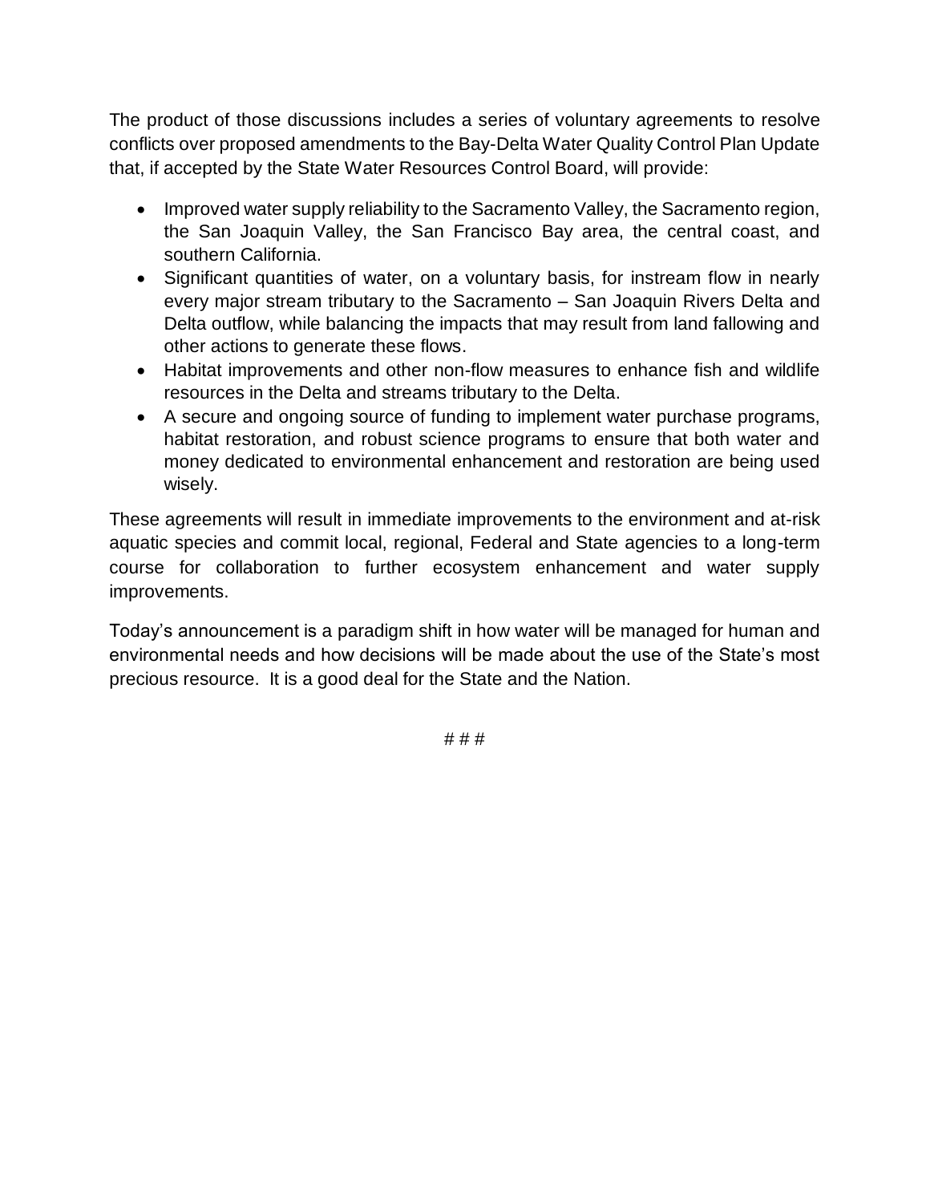The product of those discussions includes a series of voluntary agreements to resolve conflicts over proposed amendments to the Bay-Delta Water Quality Control Plan Update that, if accepted by the State Water Resources Control Board, will provide:

- Improved water supply reliability to the Sacramento Valley, the Sacramento region, the San Joaquin Valley, the San Francisco Bay area, the central coast, and southern California.
- Significant quantities of water, on a voluntary basis, for instream flow in nearly every major stream tributary to the Sacramento – San Joaquin Rivers Delta and Delta outflow, while balancing the impacts that may result from land fallowing and other actions to generate these flows.
- Habitat improvements and other non-flow measures to enhance fish and wildlife resources in the Delta and streams tributary to the Delta.
- A secure and ongoing source of funding to implement water purchase programs, habitat restoration, and robust science programs to ensure that both water and money dedicated to environmental enhancement and restoration are being used wisely.

These agreements will result in immediate improvements to the environment and at-risk aquatic species and commit local, regional, Federal and State agencies to a long-term course for collaboration to further ecosystem enhancement and water supply improvements.

Today's announcement is a paradigm shift in how water will be managed for human and environmental needs and how decisions will be made about the use of the State's most precious resource. It is a good deal for the State and the Nation.

# # #